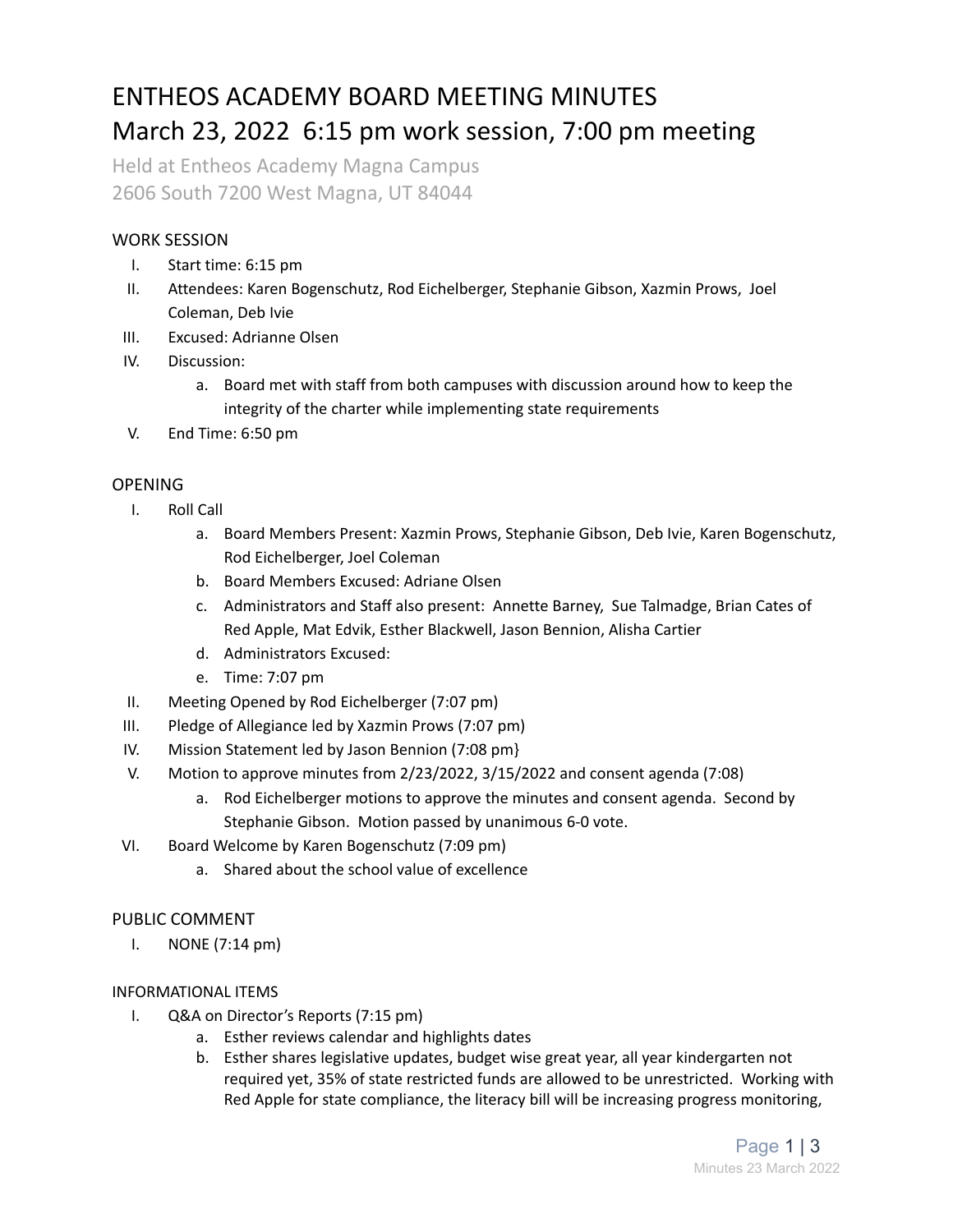# ENTHEOS ACADEMY BOARD MEETING MINUTES
# March 23, 2022 6:15 pm work session, 7:00 pm meeting

Held at Entheos Academy Magna Campus
2606 South 7200 West Magna, UT 84044

## WORK SESSION

I. Start time: 6:15 pm
II. Attendees: Karen Bogenschutz, Rod Eichelberger, Stephanie Gibson, Xazmin Prows, Joel Coleman, Deb Ivie
III. Excused: Adrianne Olsen
IV. Discussion:
   a. Board met with staff from both campuses with discussion around how to keep the integrity of the charter while implementing state requirements
V. End Time: 6:50 pm

## OPENING

I. Roll Call
   a. Board Members Present: Xazmin Prows, Stephanie Gibson, Deb Ivie, Karen Bogenschutz, Rod Eichelberger, Joel Coleman
   b. Board Members Excused: Adriane Olsen
   c. Administrators and Staff also present: Annette Barney, Sue Talmadge, Brian Cates of Red Apple, Mat Edvik, Esther Blackwell, Jason Bennion, Alisha Cartier
   d. Administrators Excused:
   e. Time: 7:07 pm
II. Meeting Opened by Rod Eichelberger (7:07 pm)
III. Pledge of Allegiance led by Xazmin Prows (7:07 pm)
IV. Mission Statement led by Jason Bennion (7:08 pm}
V. Motion to approve minutes from 2/23/2022, 3/15/2022 and consent agenda (7:08)
   a. Rod Eichelberger motions to approve the minutes and consent agenda. Second by Stephanie Gibson. Motion passed by unanimous 6-0 vote.
VI. Board Welcome by Karen Bogenschutz (7:09 pm)
   a. Shared about the school value of excellence

## PUBLIC COMMENT

I. NONE (7:14 pm)

## INFORMATIONAL ITEMS

I. Q&A on Director's Reports (7:15 pm)
   a. Esther reviews calendar and highlights dates
   b. Esther shares legislative updates, budget wise great year, all year kindergarten not required yet, 35% of state restricted funds are allowed to be unrestricted. Working with Red Apple for state compliance, the literacy bill will be increasing progress monitoring,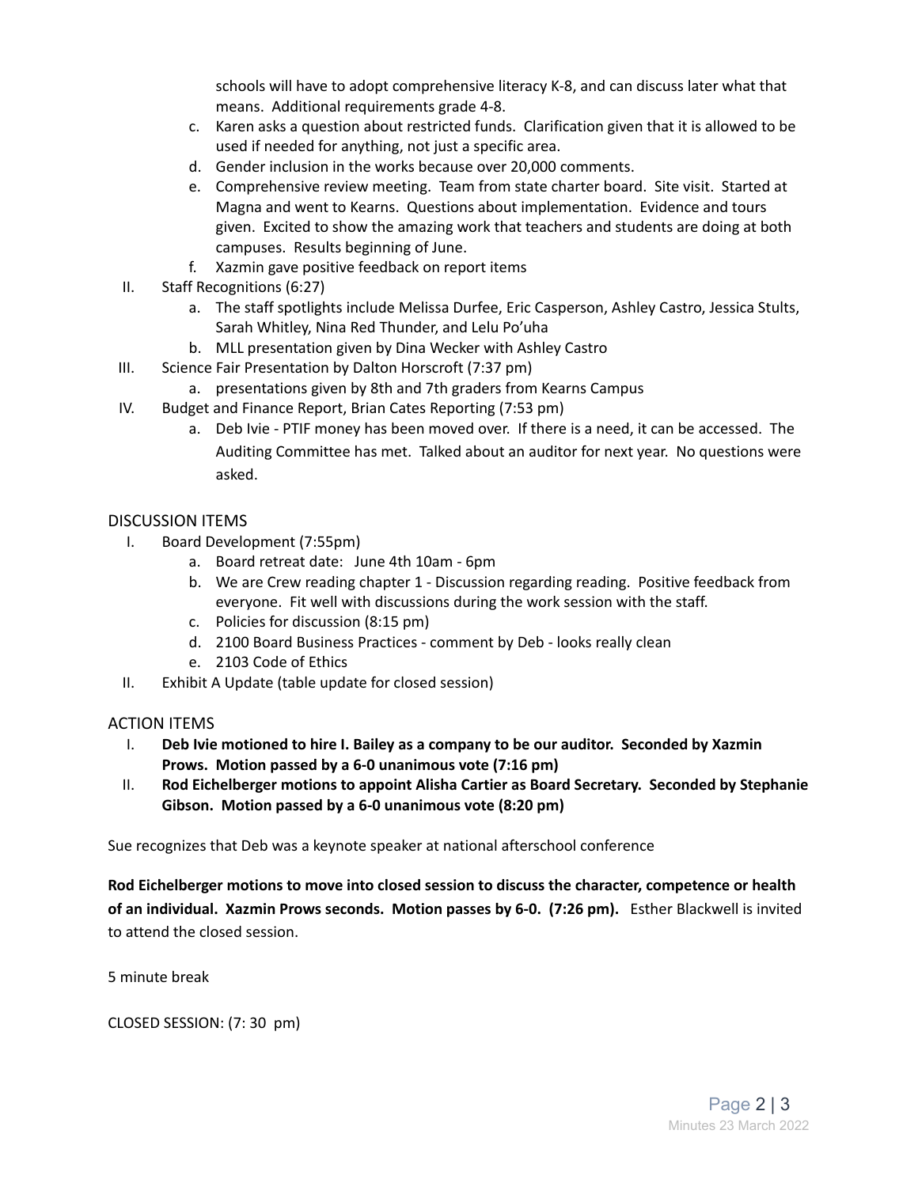schools will have to adopt comprehensive literacy K-8, and can discuss later what that means. Additional requirements grade 4-8.

c. Karen asks a question about restricted funds. Clarification given that it is allowed to be used if needed for anything, not just a specific area.
d. Gender inclusion in the works because over 20,000 comments.
e. Comprehensive review meeting. Team from state charter board. Site visit. Started at Magna and went to Kearns. Questions about implementation. Evidence and tours given. Excited to show the amazing work that teachers and students are doing at both campuses. Results beginning of June.
f. Xazmin gave positive feedback on report items

II. Staff Recognitions (6:27)
   a. The staff spotlights include Melissa Durfee, Eric Casperson, Ashley Castro, Jessica Stults, Sarah Whitley, Nina Red Thunder, and Lelu Po'uha
   b. MLL presentation given by Dina Wecker with Ashley Castro
III. Science Fair Presentation by Dalton Horscroft (7:37 pm)
   a. presentations given by 8th and 7th graders from Kearns Campus
IV. Budget and Finance Report, Brian Cates Reporting (7:53 pm)
   a. Deb Ivie - PTIF money has been moved over. If there is a need, it can be accessed. The Auditing Committee has met. Talked about an auditor for next year. No questions were asked.

## DISCUSSION ITEMS

I. Board Development (7:55pm)
   a. Board retreat date: June 4th 10am - 6pm
   b. We are Crew reading chapter 1 - Discussion regarding reading. Positive feedback from everyone. Fit well with discussions during the work session with the staff.
   c. Policies for discussion (8:15 pm)
   d. 2100 Board Business Practices - comment by Deb - looks really clean
   e. 2103 Code of Ethics
II. Exhibit A Update (table update for closed session)

## ACTION ITEMS

I. **Deb Ivie motioned to hire I. Bailey as a company to be our auditor. Seconded by Xazmin Prows. Motion passed by a 6-0 unanimous vote (7:16 pm)**
II. **Rod Eichelberger motions to appoint Alisha Cartier as Board Secretary. Seconded by Stephanie Gibson. Motion passed by a 6-0 unanimous vote (8:20 pm)**

Sue recognizes that Deb was a keynote speaker at national afterschool conference

**Rod Eichelberger motions to move into closed session to discuss the character, competence or health of an individual. Xazmin Prows seconds. Motion passes by 6-0. (7:26 pm).** Esther Blackwell is invited to attend the closed session.

5 minute break

CLOSED SESSION: (7: 30 pm)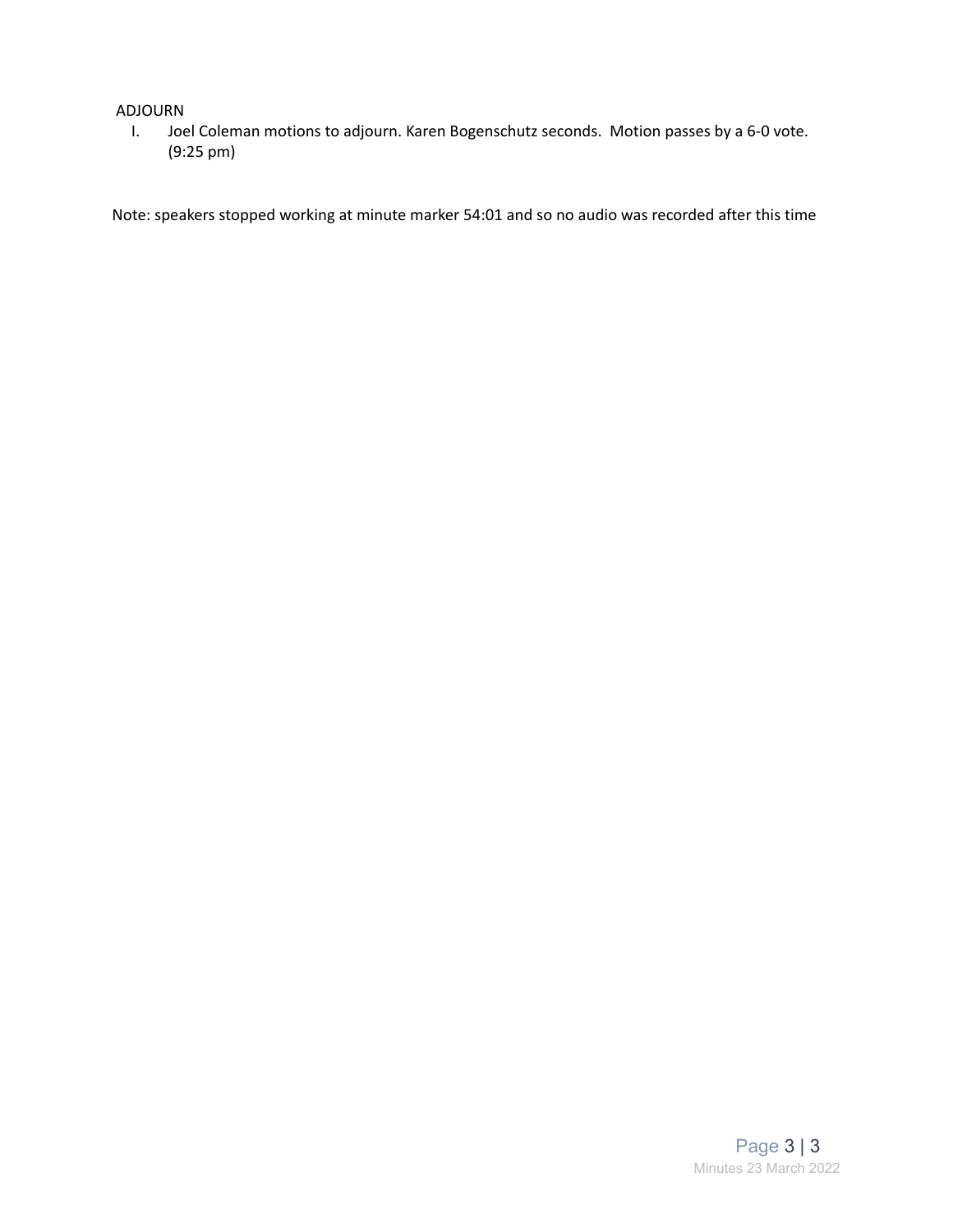ADJOURN

I. Joel Coleman motions to adjourn. Karen Bogenschutz seconds. Motion passes by a 6-0 vote. (9:25 pm)

Note: speakers stopped working at minute marker 54:01 and so no audio was recorded after this time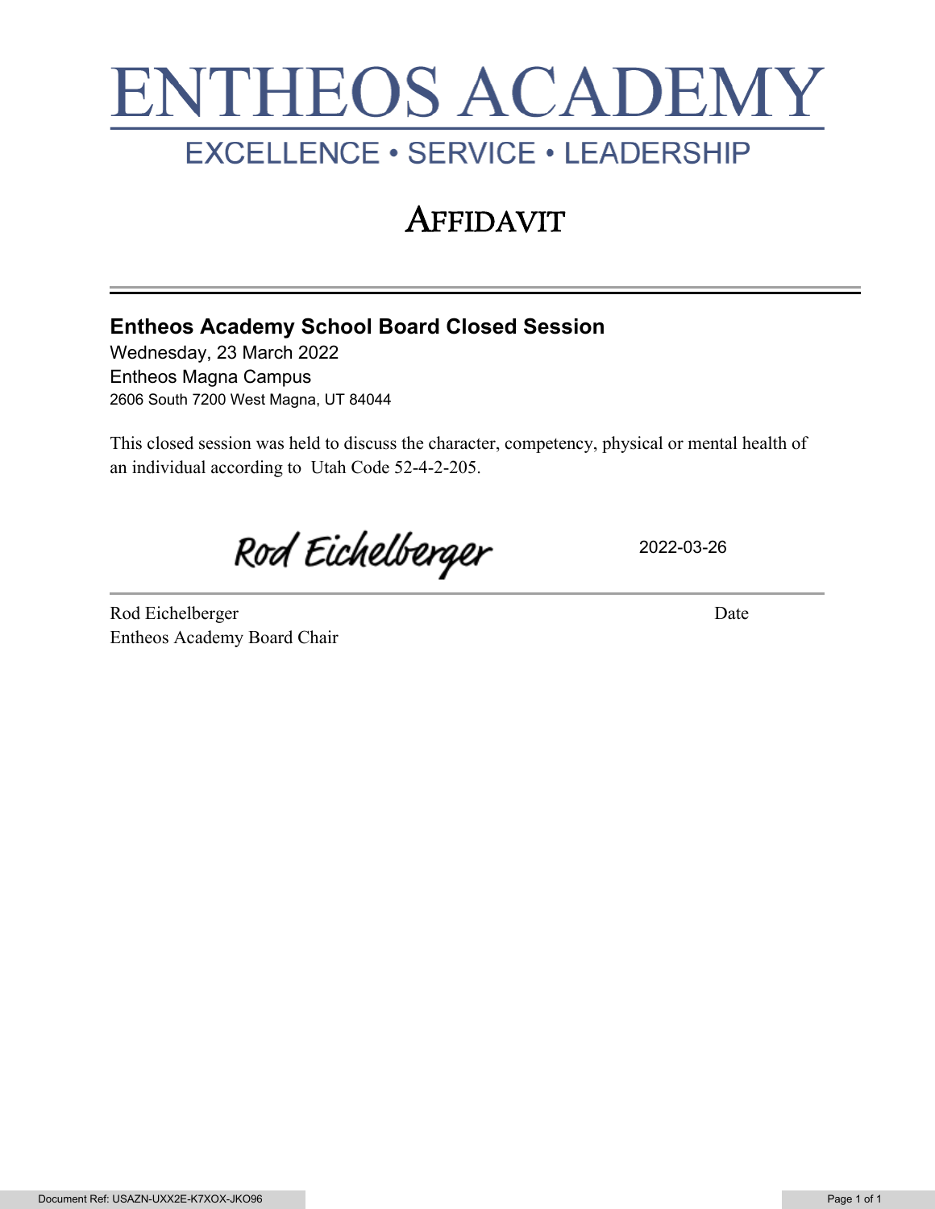# ENTHEOS ACADEMY

EXCELLENCE • SERVICE • LEADERSHIP

## AFFIDAVIT

### Entheos Academy School Board Closed Session

Wednesday, 23 March 2022

Entheos Magna Campus

2606 South 7200 West Magna, UT 84044

This closed session was held to discuss the character, competency, physical or mental health of an individual according to Utah Code 52-4-2-205.

Rod Eichelberger 2022-03-26

Rod Eichelberger
Entheos Academy Board Chair

Date

Document Ref: USAZN-UXX2E-K7XOX-JKO96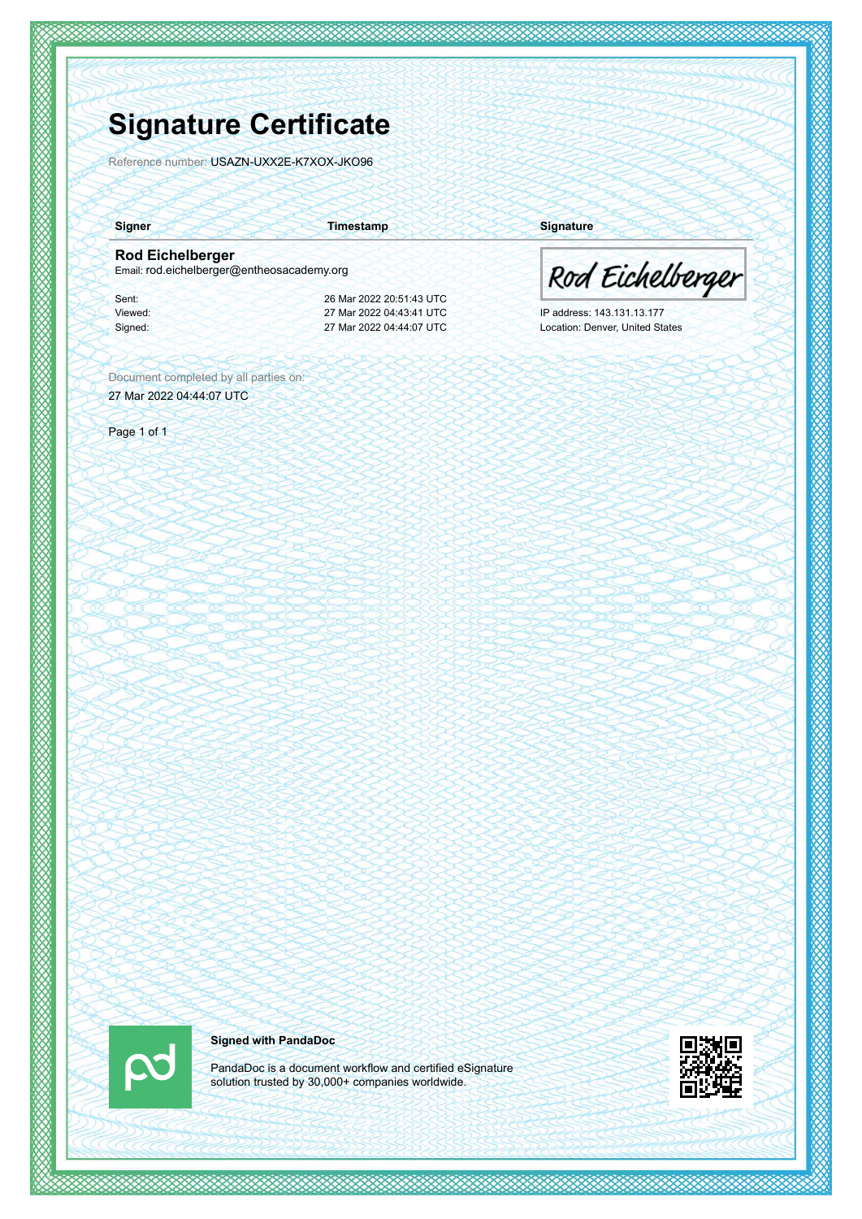# Signature Certificate

Reference number: USAZN-UXX2E-K7XOX-JKO96

| Signer | Timestamp | Signature |
|---|---|---|
| **Rod Eichelberger**<br>Email: rod.eichelberger@entheosacademy.org | | Rod Eichelberger |
| Sent: | 26 Mar 2022 20:51:43 UTC | |
| Viewed: | 27 Mar 2022 04:43:41 UTC | IP address: 143.131.13.177 |
| Signed: | 27 Mar 2022 04:44:07 UTC | Location: Denver, United States |

Document completed by all parties on:
27 Mar 2022 04:44:07 UTC

Page 1 of 1

**Signed with PandaDoc**

PandaDoc is a document workflow and certified eSignature solution trusted by 30,000+ companies worldwide.